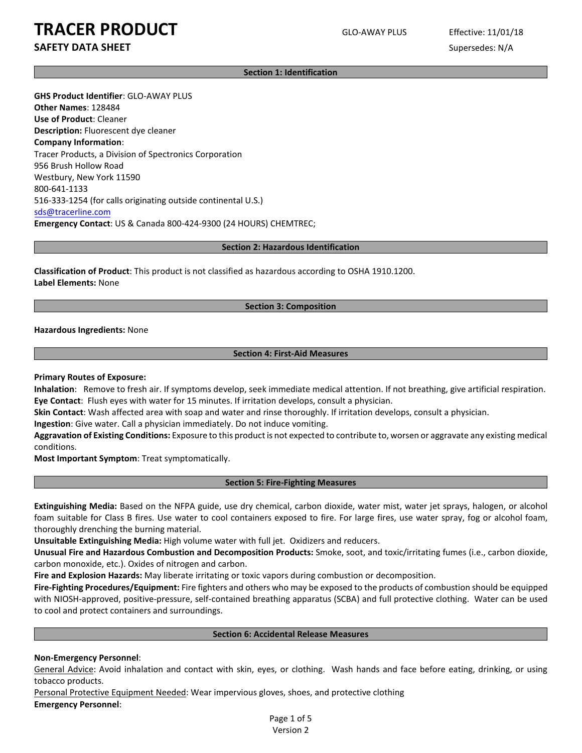# TRACER PRODUCT

**SAFETY DATA SHEET**

GLO-AWAY PLUS

Effective: 11/01/18

Supersedes: N/A

## Section 1: Identification

**GHS Product Identifier**: GLO-AWAY PLUS
**Other Names**: 128484
**Use of Product**: Cleaner
**Description:** Fluorescent dye cleaner
**Company Information**:
Tracer Products, a Division of Spectronics Corporation
956 Brush Hollow Road
Westbury, New York 11590
800-641-1133
516-333-1254 (for calls originating outside continental U.S.)
sds@tracerline.com
**Emergency Contact**: US & Canada 800-424-9300 (24 HOURS) CHEMTREC;

## Section 2: Hazardous Identification

**Classification of Product**: This product is not classified as hazardous according to OSHA 1910.1200.
**Label Elements:** None

## Section 3: Composition

**Hazardous Ingredients:** None

## Section 4: First-Aid Measures

**Primary Routes of Exposure:**
**Inhalation**: Remove to fresh air. If symptoms develop, seek immediate medical attention. If not breathing, give artificial respiration.
**Eye Contact**: Flush eyes with water for 15 minutes. If irritation develops, consult a physician.
**Skin Contact**: Wash affected area with soap and water and rinse thoroughly. If irritation develops, consult a physician.
**Ingestion**: Give water. Call a physician immediately. Do not induce vomiting.
**Aggravation of Existing Conditions:** Exposure to this product is not expected to contribute to, worsen or aggravate any existing medical conditions.
**Most Important Symptom**: Treat symptomatically.

## Section 5: Fire-Fighting Measures

**Extinguishing Media:** Based on the NFPA guide, use dry chemical, carbon dioxide, water mist, water jet sprays, halogen, or alcohol foam suitable for Class B fires. Use water to cool containers exposed to fire. For large fires, use water spray, fog or alcohol foam, thoroughly drenching the burning material.
**Unsuitable Extinguishing Media:** High volume water with full jet. Oxidizers and reducers.
**Unusual Fire and Hazardous Combustion and Decomposition Products:** Smoke, soot, and toxic/irritating fumes (i.e., carbon dioxide, carbon monoxide, etc.). Oxides of nitrogen and carbon.
**Fire and Explosion Hazards:** May liberate irritating or toxic vapors during combustion or decomposition.
**Fire-Fighting Procedures/Equipment:** Fire fighters and others who may be exposed to the products of combustion should be equipped with NIOSH-approved, positive-pressure, self-contained breathing apparatus (SCBA) and full protective clothing. Water can be used to cool and protect containers and surroundings.

## Section 6: Accidental Release Measures

**Non-Emergency Personnel**:
General Advice: Avoid inhalation and contact with skin, eyes, or clothing. Wash hands and face before eating, drinking, or using tobacco products.
Personal Protective Equipment Needed: Wear impervious gloves, shoes, and protective clothing
**Emergency Personnel**: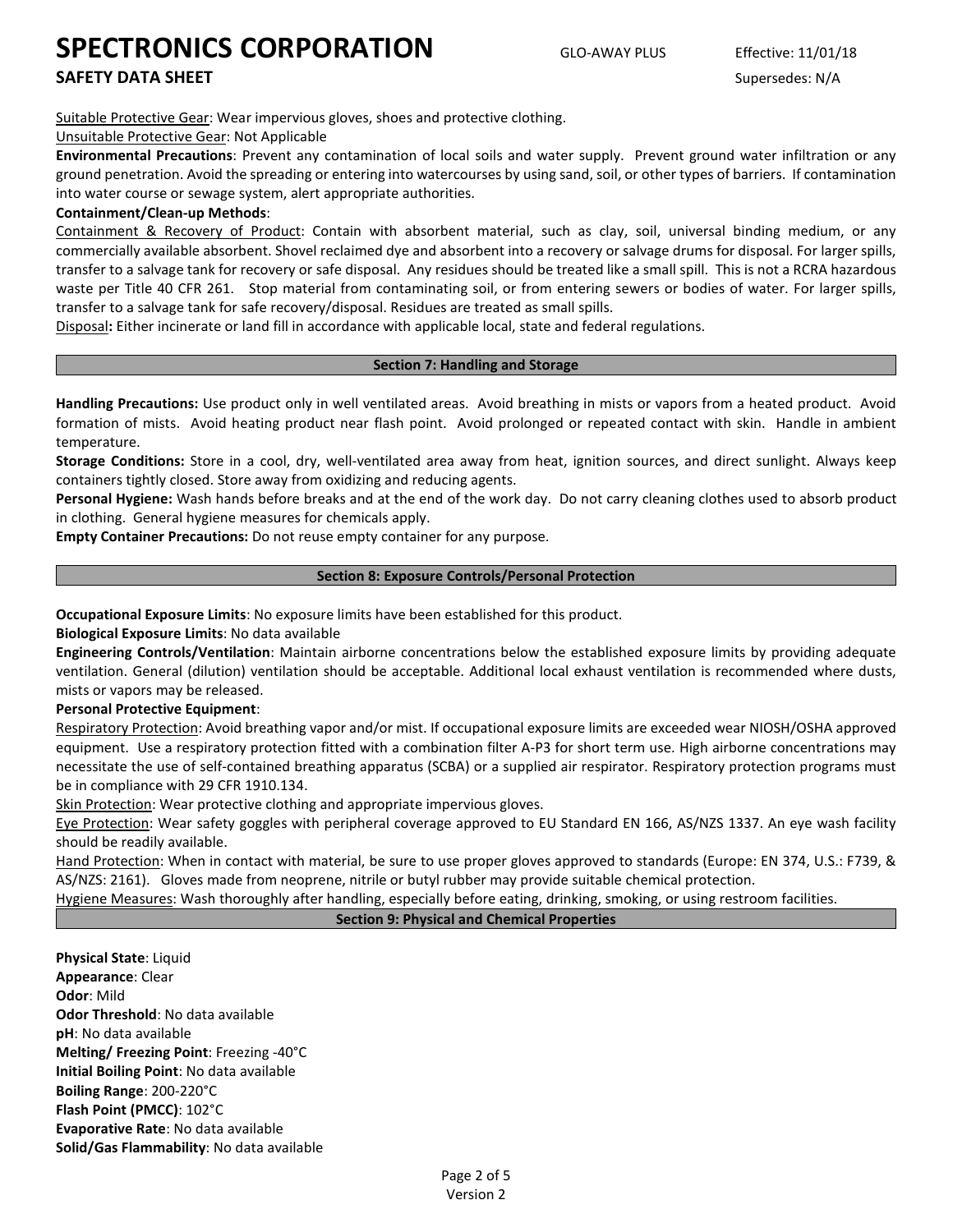<u>Suitable Protective Gear</u>: Wear impervious gloves, shoes and protective clothing.

<u>Unsuitable Protective Gear</u>: Not Applicable

**Environmental Precautions**: Prevent any contamination of local soils and water supply. Prevent ground water infiltration or any ground penetration. Avoid the spreading or entering into watercourses by using sand, soil, or other types of barriers. If contamination into water course or sewage system, alert appropriate authorities.

**Containment/Clean-up Methods**:

<u>Containment & Recovery of Product</u>: Contain with absorbent material, such as clay, soil, universal binding medium, or any commercially available absorbent. Shovel reclaimed dye and absorbent into a recovery or salvage drums for disposal. For larger spills, transfer to a salvage tank for recovery or safe disposal. Any residues should be treated like a small spill. This is not a RCRA hazardous waste per Title 40 CFR 261. Stop material from contaminating soil, or from entering sewers or bodies of water. For larger spills, transfer to a salvage tank for safe recovery/disposal. Residues are treated as small spills.

<u>Disposal</u>**:** Either incinerate or land fill in accordance with applicable local, state and federal regulations.

## Section 7: Handling and Storage

**Handling Precautions:** Use product only in well ventilated areas. Avoid breathing in mists or vapors from a heated product. Avoid formation of mists. Avoid heating product near flash point. Avoid prolonged or repeated contact with skin. Handle in ambient temperature.

**Storage Conditions:** Store in a cool, dry, well-ventilated area away from heat, ignition sources, and direct sunlight. Always keep containers tightly closed. Store away from oxidizing and reducing agents.

**Personal Hygiene:** Wash hands before breaks and at the end of the work day. Do not carry cleaning clothes used to absorb product in clothing. General hygiene measures for chemicals apply.

**Empty Container Precautions:** Do not reuse empty container for any purpose.

## Section 8: Exposure Controls/Personal Protection

**Occupational Exposure Limits**: No exposure limits have been established for this product.

**Biological Exposure Limits**: No data available

**Engineering Controls/Ventilation**: Maintain airborne concentrations below the established exposure limits by providing adequate ventilation. General (dilution) ventilation should be acceptable. Additional local exhaust ventilation is recommended where dusts, mists or vapors may be released.

**Personal Protective Equipment**:

<u>Respiratory Protection</u>: Avoid breathing vapor and/or mist. If occupational exposure limits are exceeded wear NIOSH/OSHA approved equipment. Use a respiratory protection fitted with a combination filter A-P3 for short term use. High airborne concentrations may necessitate the use of self-contained breathing apparatus (SCBA) or a supplied air respirator. Respiratory protection programs must be in compliance with 29 CFR 1910.134.

<u>Skin Protection</u>: Wear protective clothing and appropriate impervious gloves.

<u>Eye Protection</u>: Wear safety goggles with peripheral coverage approved to EU Standard EN 166, AS/NZS 1337. An eye wash facility should be readily available.

<u>Hand Protection</u>: When in contact with material, be sure to use proper gloves approved to standards (Europe: EN 374, U.S.: F739, & AS/NZS: 2161). Gloves made from neoprene, nitrile or butyl rubber may provide suitable chemical protection.

<u>Hygiene Measures</u>: Wash thoroughly after handling, especially before eating, drinking, smoking, or using restroom facilities.

## Section 9: Physical and Chemical Properties

**Physical State**: Liquid
**Appearance**: Clear
**Odor**: Mild
**Odor Threshold**: No data available
**pH**: No data available
**Melting/ Freezing Point**: Freezing -40°C
**Initial Boiling Point**: No data available
**Boiling Range**: 200-220°C
**Flash Point (PMCC)**: 102°C
**Evaporative Rate**: No data available
**Solid/Gas Flammability**: No data available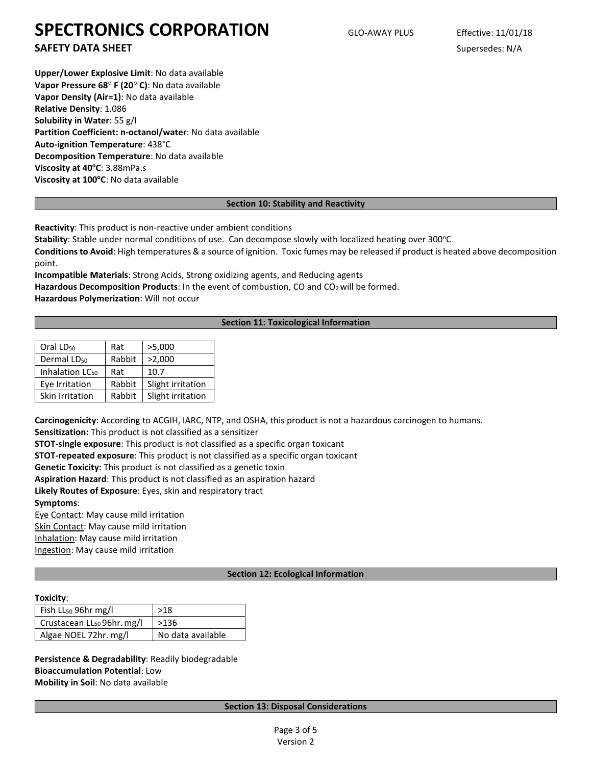**Upper/Lower Explosive Limit**: No data available
**Vapor Pressure 68° F (20° C)**: No data available
**Vapor Density (Air=1)**: No data available
**Relative Density**: 1.086
**Solubility in Water**: 55 g/l
**Partition Coefficient: n-octanol/water**: No data available
**Auto-ignition Temperature**: 438°C
**Decomposition Temperature**: No data available
**Viscosity at 40°C**: 3.88mPa.s
**Viscosity at 100°C**: No data available

## Section 10: Stability and Reactivity

**Reactivity**: This product is non-reactive under ambient conditions
**Stability**: Stable under normal conditions of use. Can decompose slowly with localized heating over 300°C
**Conditions to Avoid**: High temperatures & a source of ignition. Toxic fumes may be released if product is heated above decomposition point.
**Incompatible Materials**: Strong Acids, Strong oxidizing agents, and Reducing agents
**Hazardous Decomposition Products**: In the event of combustion, CO and $CO_2$ will be formed.
**Hazardous Polymerization**: Will not occur

## Section 11: Toxicological Information

| | | |
|---|---|---|
| Oral $LD_{50}$ | Rat | >5,000 |
| Dermal $LD_{50}$ | Rabbit | >2,000 |
| Inhalation $LC_{50}$ | Rat | 10.7 |
| Eye Irritation | Rabbit | Slight irritation |
| Skin Irritation | Rabbit | Slight irritation |

**Carcinogenicity**: According to ACGIH, IARC, NTP, and OSHA, this product is not a hazardous carcinogen to humans.
**Sensitization:** This product is not classified as a sensitizer
**STOT-single exposure**: This product is not classified as a specific organ toxicant
**STOT-repeated exposure**: This product is not classified as a specific organ toxicant
**Genetic Toxicity:** This product is not classified as a genetic toxin
**Aspiration Hazard**: This product is not classified as an aspiration hazard
**Likely Routes of Exposure**: Eyes, skin and respiratory tract
**Symptoms**:
Eye Contact: May cause mild irritation
Skin Contact: May cause mild irritation
Inhalation: May cause mild irritation
Ingestion: May cause mild irritation

## Section 12: Ecological Information

**Toxicity**:

| | |
|---|---|
| Fish $LL_{50}$ 96hr mg/l | >18 |
| Crustacean $LL_{50}$ 96hr. mg/l | >136 |
| Algae NOEL 72hr. mg/l | No data available |

**Persistence & Degradability**: Readily biodegradable
**Bioaccumulation Potential**: Low
**Mobility in Soil**: No data available

## Section 13: Disposal Considerations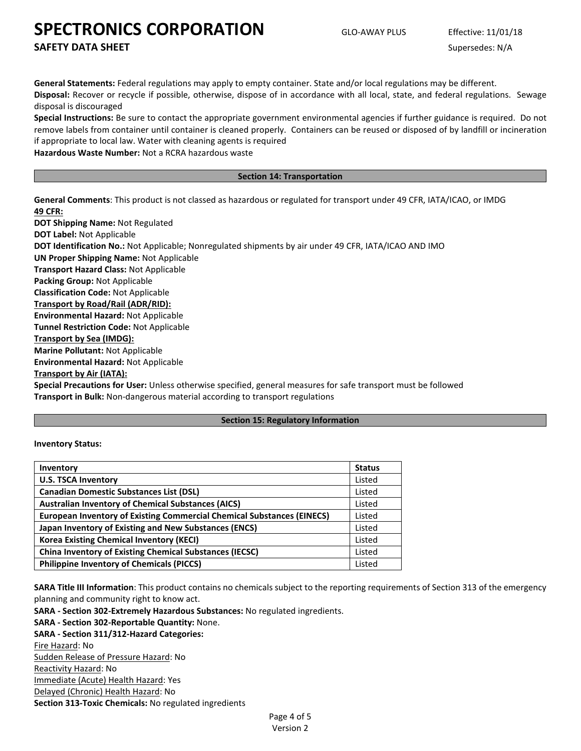**General Statements:** Federal regulations may apply to empty container. State and/or local regulations may be different.

**Disposal:** Recover or recycle if possible, otherwise, dispose of in accordance with all local, state, and federal regulations. Sewage disposal is discouraged

**Special Instructions:** Be sure to contact the appropriate government environmental agencies if further guidance is required. Do not remove labels from container until container is cleaned properly. Containers can be reused or disposed of by landfill or incineration if appropriate to local law. Water with cleaning agents is required

**Hazardous Waste Number:** Not a RCRA hazardous waste

## Section 14: Transportation

**General Comments**: This product is not classed as hazardous or regulated for transport under 49 CFR, IATA/ICAO, or IMDG

**49 CFR:**

**DOT Shipping Name:** Not Regulated

**DOT Label:** Not Applicable

**DOT Identification No.:** Not Applicable; Nonregulated shipments by air under 49 CFR, IATA/ICAO AND IMO

**UN Proper Shipping Name:** Not Applicable

**Transport Hazard Class:** Not Applicable

**Packing Group:** Not Applicable

**Classification Code:** Not Applicable

**Transport by Road/Rail (ADR/RID):**

**Environmental Hazard:** Not Applicable

**Tunnel Restriction Code:** Not Applicable

**Transport by Sea (IMDG):**

**Marine Pollutant:** Not Applicable

**Environmental Hazard:** Not Applicable

**Transport by Air (IATA):**

**Special Precautions for User:** Unless otherwise specified, general measures for safe transport must be followed

**Transport in Bulk:** Non-dangerous material according to transport regulations

## Section 15: Regulatory Information

**Inventory Status:**

| Inventory | Status |
|---|---|
| **U.S. TSCA Inventory** | Listed |
| **Canadian Domestic Substances List (DSL)** | Listed |
| **Australian Inventory of Chemical Substances (AICS)** | Listed |
| **European Inventory of Existing Commercial Chemical Substances (EINECS)** | Listed |
| **Japan Inventory of Existing and New Substances (ENCS)** | Listed |
| **Korea Existing Chemical Inventory (KECI)** | Listed |
| **China Inventory of Existing Chemical Substances (IECSC)** | Listed |
| **Philippine Inventory of Chemicals (PICCS)** | Listed |

**SARA Title III Information**: This product contains no chemicals subject to the reporting requirements of Section 313 of the emergency planning and community right to know act.

**SARA - Section 302-Extremely Hazardous Substances:** No regulated ingredients.

**SARA - Section 302-Reportable Quantity:** None.

**SARA - Section 311/312-Hazard Categories:**

Fire Hazard: No

Sudden Release of Pressure Hazard: No

Reactivity Hazard: No

Immediate (Acute) Health Hazard: Yes

Delayed (Chronic) Health Hazard: No

**Section 313-Toxic Chemicals:** No regulated ingredients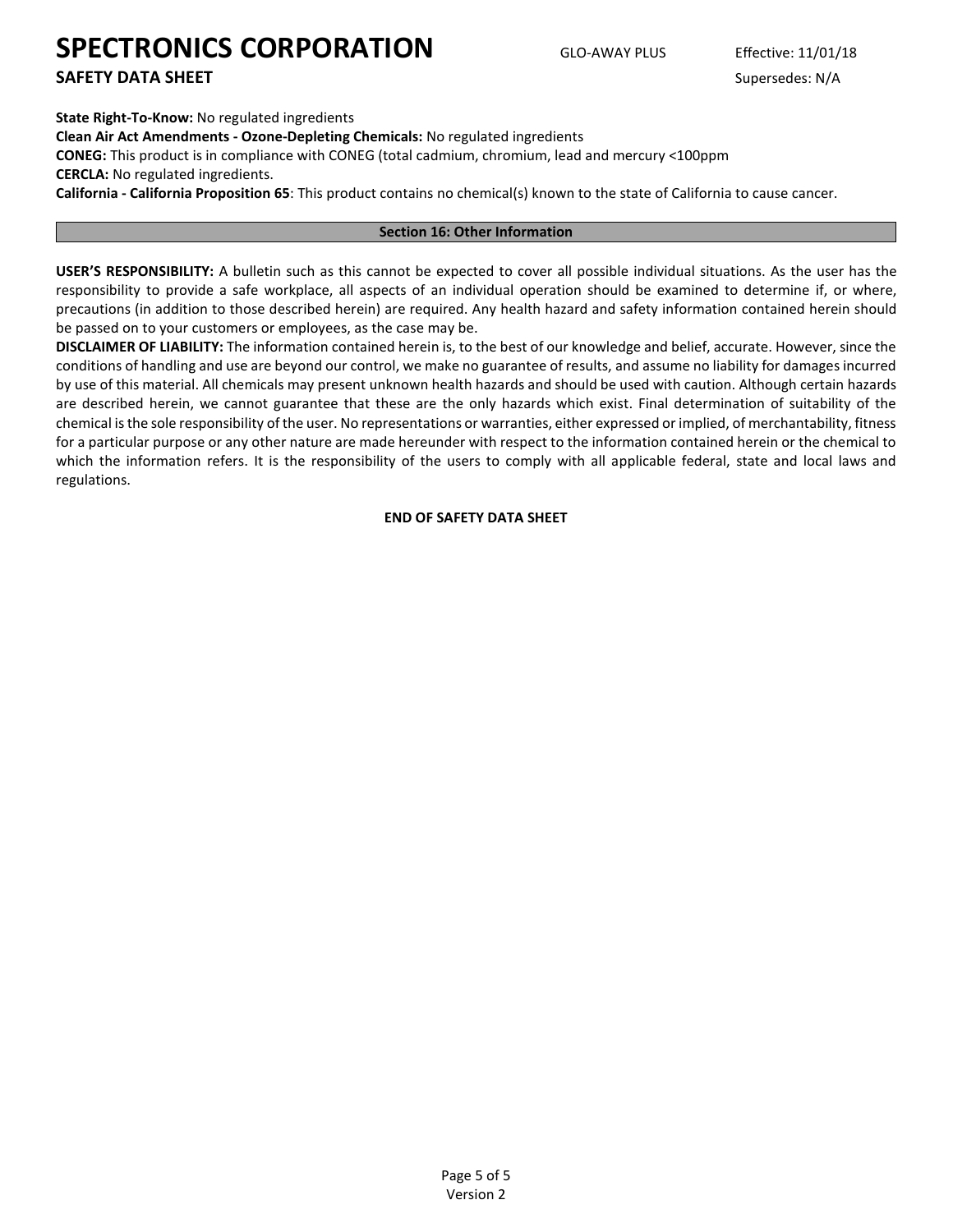**State Right-To-Know:** No regulated ingredients

**Clean Air Act Amendments - Ozone-Depleting Chemicals:** No regulated ingredients

**CONEG:** This product is in compliance with CONEG (total cadmium, chromium, lead and mercury <100ppm

**CERCLA:** No regulated ingredients.

**California - California Proposition 65**: This product contains no chemical(s) known to the state of California to cause cancer.

## Section 16: Other Information

**USER'S RESPONSIBILITY:** A bulletin such as this cannot be expected to cover all possible individual situations. As the user has the responsibility to provide a safe workplace, all aspects of an individual operation should be examined to determine if, or where, precautions (in addition to those described herein) are required. Any health hazard and safety information contained herein should be passed on to your customers or employees, as the case may be.

**DISCLAIMER OF LIABILITY:** The information contained herein is, to the best of our knowledge and belief, accurate. However, since the conditions of handling and use are beyond our control, we make no guarantee of results, and assume no liability for damages incurred by use of this material. All chemicals may present unknown health hazards and should be used with caution. Although certain hazards are described herein, we cannot guarantee that these are the only hazards which exist. Final determination of suitability of the chemical is the sole responsibility of the user. No representations or warranties, either expressed or implied, of merchantability, fitness for a particular purpose or any other nature are made hereunder with respect to the information contained herein or the chemical to which the information refers. It is the responsibility of the users to comply with all applicable federal, state and local laws and regulations.

**END OF SAFETY DATA SHEET**